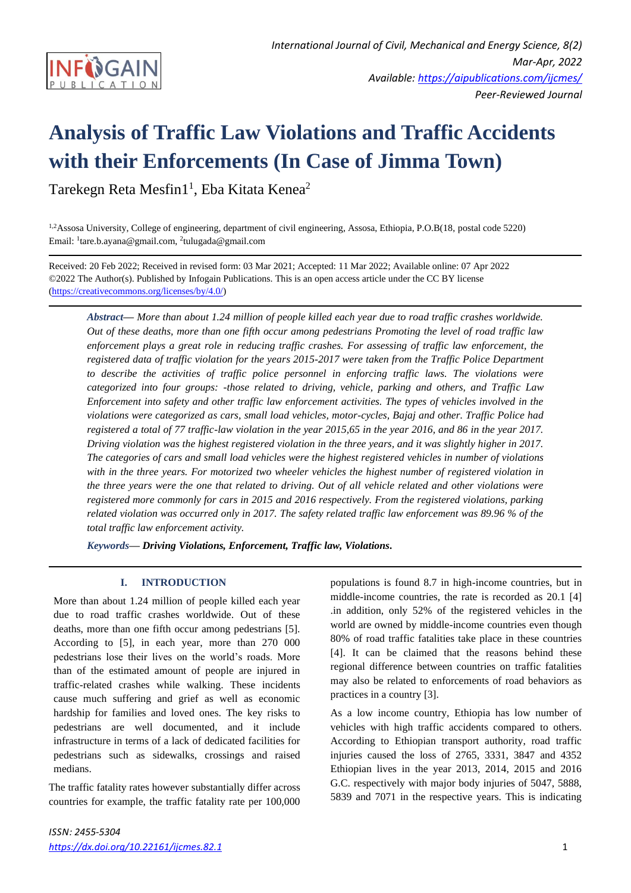# Analysis of Traffic Law Violations and Traffic Accidents with their Enforcements (In Case of Jimma Town)

Tarekegn Reta Mesfin1[1], Eba Kitata Kenea[2]

[1,2]Assosa University, College of engineering, department of civil engineering, Assosa, Ethiopia, P.O.B(18, postal code 5220)
Email: [1]tare.b.ayana@gmail.com, [2]tulugada@gmail.com

Received: 20 Feb 2022; Received in revised form: 03 Mar 2021; Accepted: 11 Mar 2022; Available online: 07 Apr 2022
©2022 The Author(s). Published by Infogain Publications. This is an open access article under the CC BY license (https://creativecommons.org/licenses/by/4.0/)

***Abstract*— *More than about 1.24 million of people killed each year due to road traffic crashes worldwide. Out of these deaths, more than one fifth occur among pedestrians Promoting the level of road traffic law enforcement plays a great role in reducing traffic crashes. For assessing of traffic law enforcement, the registered data of traffic violation for the years 2015-2017 were taken from the Traffic Police Department to describe the activities of traffic police personnel in enforcing traffic laws. The violations were categorized into four groups: -those related to driving, vehicle, parking and others, and Traffic Law Enforcement into safety and other traffic law enforcement activities. The types of vehicles involved in the violations were categorized as cars, small load vehicles, motor-cycles, Bajaj and other. Traffic Police had registered a total of 77 traffic-law violation in the year 2015,65 in the year 2016, and 86 in the year 2017. Driving violation was the highest registered violation in the three years, and it was slightly higher in 2017. The categories of cars and small load vehicles were the highest registered vehicles in number of violations with in the three years. For motorized two wheeler vehicles the highest number of registered violation in the three years were the one that related to driving. Out of all vehicle related and other violations were registered more commonly for cars in 2015 and 2016 respectively. From the registered violations, parking related violation was occurred only in 2017. The safety related traffic law enforcement was 89.96 % of the total traffic law enforcement activity.*

***Keywords*— Driving Violations, Enforcement, Traffic law, Violations.**

## I. INTRODUCTION

More than about 1.24 million of people killed each year due to road traffic crashes worldwide. Out of these deaths, more than one fifth occur among pedestrians [5]. According to [5], in each year, more than 270 000 pedestrians lose their lives on the world's roads. More than of the estimated amount of people are injured in traffic-related crashes while walking. These incidents cause much suffering and grief as well as economic hardship for families and loved ones. The key risks to pedestrians are well documented, and it include infrastructure in terms of a lack of dedicated facilities for pedestrians such as sidewalks, crossings and raised medians.

The traffic fatality rates however substantially differ across countries for example, the traffic fatality rate per 100,000 populations is found 8.7 in high-income countries, but in middle-income countries, the rate is recorded as 20.1 [4] .in addition, only 52% of the registered vehicles in the world are owned by middle-income countries even though 80% of road traffic fatalities take place in these countries [4]. It can be claimed that the reasons behind these regional difference between countries on traffic fatalities may also be related to enforcements of road behaviors as practices in a country [3].

As a low income country, Ethiopia has low number of vehicles with high traffic accidents compared to others. According to Ethiopian transport authority, road traffic injuries caused the loss of 2765, 3331, 3847 and 4352 Ethiopian lives in the year 2013, 2014, 2015 and 2016 G.C. respectively with major body injuries of 5047, 5888, 5839 and 7071 in the respective years. This is indicating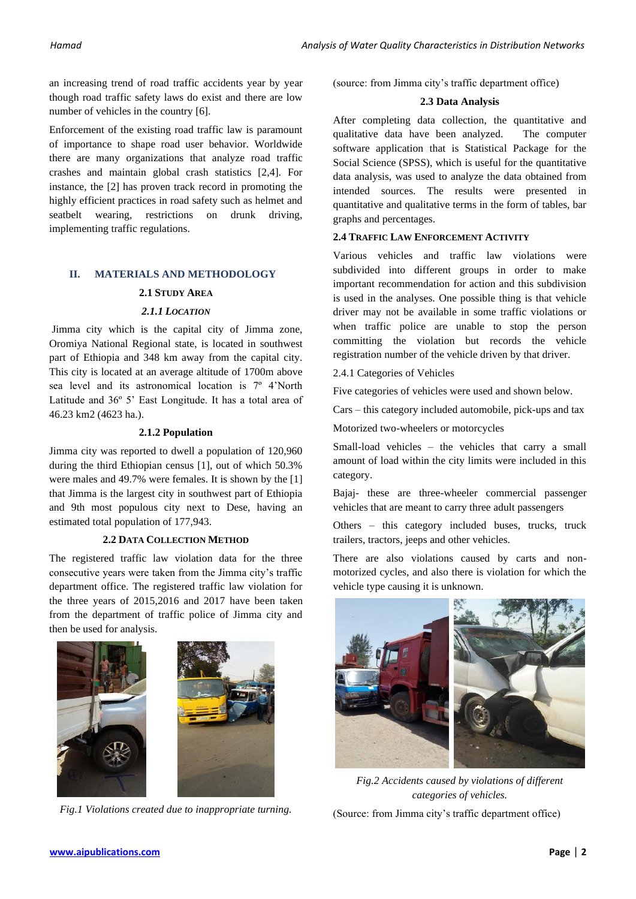an increasing trend of road traffic accidents year by year though road traffic safety laws do exist and there are low number of vehicles in the country [6].

Enforcement of the existing road traffic law is paramount of importance to shape road user behavior. Worldwide there are many organizations that analyze road traffic crashes and maintain global crash statistics [2,4]. For instance, the [2] has proven track record in promoting the highly efficient practices in road safety such as helmet and seatbelt wearing, restrictions on drunk driving, implementing traffic regulations.

## II. MATERIALS AND METHODOLOGY

### 2.1 Study Area

#### *2.1.1 Location*

Jimma city which is the capital city of Jimma zone, Oromiya National Regional state, is located in southwest part of Ethiopia and 348 km away from the capital city. This city is located at an average altitude of 1700m above sea level and its astronomical location is 7º 4'North Latitude and 36º 5' East Longitude. It has a total area of 46.23 km2 (4623 ha.).

#### 2.1.2 Population

Jimma city was reported to dwell a population of 120,960 during the third Ethiopian census [1], out of which 50.3% were males and 49.7% were females. It is shown by the [1] that Jimma is the largest city in southwest part of Ethiopia and 9th most populous city next to Dese, having an estimated total population of 177,943.

### 2.2 Data Collection Method

The registered traffic law violation data for the three consecutive years were taken from the Jimma city's traffic department office. The registered traffic law violation for the three years of 2015,2016 and 2017 have been taken from the department of traffic police of Jimma city and then be used for analysis.

*Fig.1 Violations created due to inappropriate turning.*

(source: from Jimma city's traffic department office)

### 2.3 Data Analysis

After completing data collection, the quantitative and qualitative data have been analyzed. The computer software application that is Statistical Package for the Social Science (SPSS), which is useful for the quantitative data analysis, was used to analyze the data obtained from intended sources. The results were presented in quantitative and qualitative terms in the form of tables, bar graphs and percentages.

### 2.4 Traffic Law Enforcement Activity

Various vehicles and traffic law violations were subdivided into different groups in order to make important recommendation for action and this subdivision is used in the analyses. One possible thing is that vehicle driver may not be available in some traffic violations or when traffic police are unable to stop the person committing the violation but records the vehicle registration number of the vehicle driven by that driver.

2.4.1 Categories of Vehicles

Five categories of vehicles were used and shown below.

Cars – this category included automobile, pick-ups and tax

Motorized two-wheelers or motorcycles

Small-load vehicles – the vehicles that carry a small amount of load within the city limits were included in this category.

Bajaj- these are three-wheeler commercial passenger vehicles that are meant to carry three adult passengers

Others – this category included buses, trucks, truck trailers, tractors, jeeps and other vehicles.

There are also violations caused by carts and non-motorized cycles, and also there is violation for which the vehicle type causing it is unknown.

*Fig.2 Accidents caused by violations of different categories of vehicles.*

(Source: from Jimma city's traffic department office)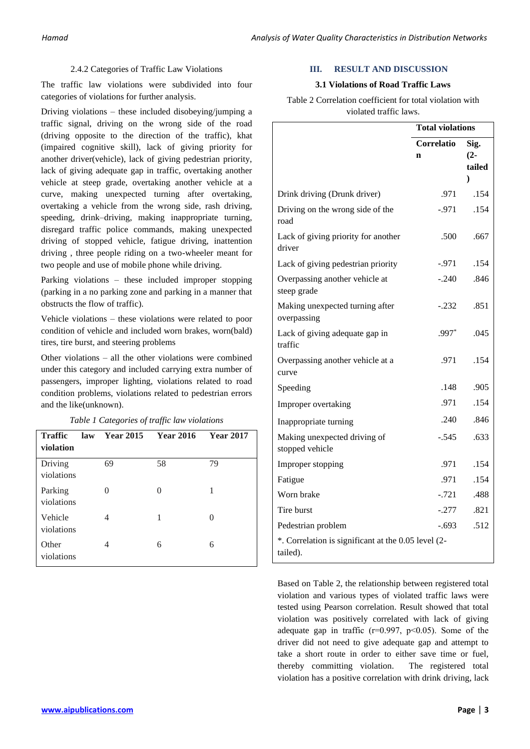#### 2.4.2 Categories of Traffic Law Violations

The traffic law violations were subdivided into four categories of violations for further analysis.

Driving violations – these included disobeying/jumping a traffic signal, driving on the wrong side of the road (driving opposite to the direction of the traffic), khat (impaired cognitive skill), lack of giving priority for another driver(vehicle), lack of giving pedestrian priority, lack of giving adequate gap in traffic, overtaking another vehicle at steep grade, overtaking another vehicle at a curve, making unexpected turning after overtaking, overtaking a vehicle from the wrong side, rash driving, speeding, drink–driving, making inappropriate turning, disregard traffic police commands, making unexpected driving of stopped vehicle, fatigue driving, inattention driving , three people riding on a two-wheeler meant for two people and use of mobile phone while driving.

Parking violations – these included improper stopping (parking in a no parking zone and parking in a manner that obstructs the flow of traffic).

Vehicle violations – these violations were related to poor condition of vehicle and included worn brakes, worn(bald) tires, tire burst, and steering problems

Other violations – all the other violations were combined under this category and included carrying extra number of passengers, improper lighting, violations related to road condition problems, violations related to pedestrian errors and the like(unknown).

*Table 1 Categories of traffic law violations*

| Traffic law violation | Year 2015 | Year 2016 | Year 2017 |
|---|---|---|---|
| Driving violations | 69 | 58 | 79 |
| Parking violations | 0 | 0 | 1 |
| Vehicle violations | 4 | 1 | 0 |
| Other violations | 4 | 6 | 6 |

## III. RESULT AND DISCUSSION

### 3.1 Violations of Road Traffic Laws

Table 2 Correlation coefficient for total violation with violated traffic laws.

| | Total violations | |
|---|---|---|
| | Correlation | Sig. (2-tailed) |
| Drink driving (Drunk driver) | .971 | .154 |
| Driving on the wrong side of the road | -.971 | .154 |
| Lack of giving priority for another driver | .500 | .667 |
| Lack of giving pedestrian priority | -.971 | .154 |
| Overpassing another vehicle at steep grade | -.240 | .846 |
| Making unexpected turning after overpassing | -.232 | .851 |
| Lack of giving adequate gap in traffic | .997* | .045 |
| Overpassing another vehicle at a curve | .971 | .154 |
| Speeding | .148 | .905 |
| Improper overtaking | .971 | .154 |
| Inappropriate turning | .240 | .846 |
| Making unexpected driving of stopped vehicle | -.545 | .633 |
| Improper stopping | .971 | .154 |
| Fatigue | .971 | .154 |
| Worn brake | -.721 | .488 |
| Tire burst | -.277 | .821 |
| Pedestrian problem | -.693 | .512 |

*. Correlation is significant at the 0.05 level (2-tailed).

Based on Table 2, the relationship between registered total violation and various types of violated traffic laws were tested using Pearson correlation. Result showed that total violation was positively correlated with lack of giving adequate gap in traffic ($r=0.997$, $p<0.05$). Some of the driver did not need to give adequate gap and attempt to take a short route in order to either save time or fuel, thereby committing violation. The registered total violation has a positive correlation with drink driving, lack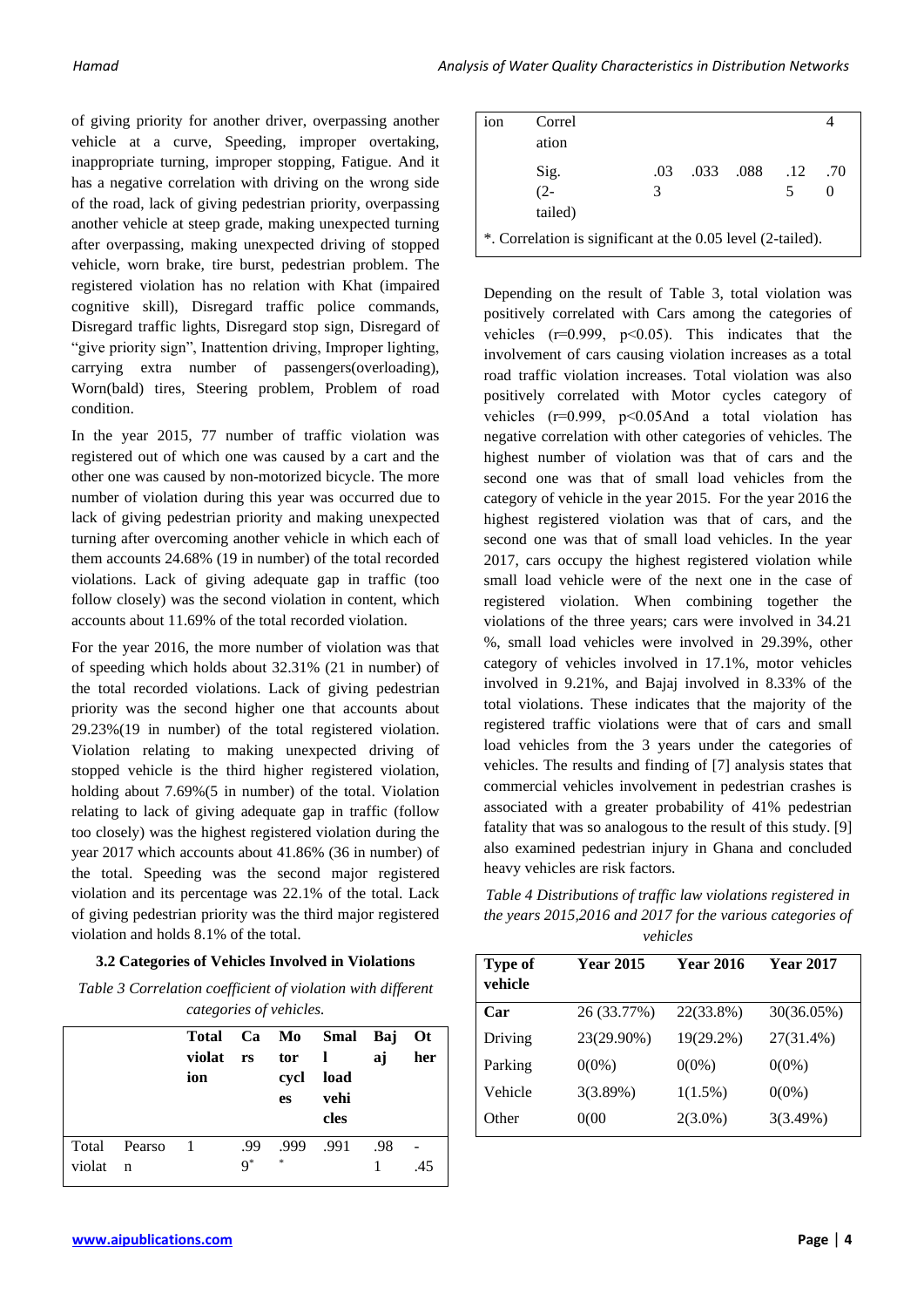of giving priority for another driver, overpassing another vehicle at a curve, Speeding, improper overtaking, inappropriate turning, improper stopping, Fatigue. And it has a negative correlation with driving on the wrong side of the road, lack of giving pedestrian priority, overpassing another vehicle at steep grade, making unexpected turning after overpassing, making unexpected driving of stopped vehicle, worn brake, tire burst, pedestrian problem. The registered violation has no relation with Khat (impaired cognitive skill), Disregard traffic police commands, Disregard traffic lights, Disregard stop sign, Disregard of "give priority sign", Inattention driving, Improper lighting, carrying extra number of passengers(overloading), Worn(bald) tires, Steering problem, Problem of road condition.

In the year 2015, 77 number of traffic violation was registered out of which one was caused by a cart and the other one was caused by non-motorized bicycle. The more number of violation during this year was occurred due to lack of giving pedestrian priority and making unexpected turning after overcoming another vehicle in which each of them accounts 24.68% (19 in number) of the total recorded violations. Lack of giving adequate gap in traffic (too follow closely) was the second violation in content, which accounts about 11.69% of the total recorded violation.

For the year 2016, the more number of violation was that of speeding which holds about 32.31% (21 in number) of the total recorded violations. Lack of giving pedestrian priority was the second higher one that accounts about 29.23%(19 in number) of the total registered violation. Violation relating to making unexpected driving of stopped vehicle is the third higher registered violation, holding about 7.69%(5 in number) of the total. Violation relating to lack of giving adequate gap in traffic (follow too closely) was the highest registered violation during the year 2017 which accounts about 41.86% (36 in number) of the total. Speeding was the second major registered violation and its percentage was 22.1% of the total. Lack of giving pedestrian priority was the third major registered violation and holds 8.1% of the total.

### 3.2 Categories of Vehicles Involved in Violations

*Table 3 Correlation coefficient of violation with different categories of vehicles.*

| | | Total violation | Cars | Motor cycles | Small load vehicles | Bajaj | Other |
|---|---|---|---|---|---|---|---|
| Total violation | Pearson Correlation | 1 | .999* | .999* | .991 | .981 | -.454 |
| | Sig. (2-tailed) | | .033 | .033 | .088 | .125 | .700 |

*. Correlation is significant at the 0.05 level (2-tailed).

Depending on the result of Table 3, total violation was positively correlated with Cars among the categories of vehicles ($r=0.999$, $p<0.05$). This indicates that the involvement of cars causing violation increases as a total road traffic violation increases. Total violation was also positively correlated with Motor cycles category of vehicles ($r=0.999$, $p<0.05$And a total violation has negative correlation with other categories of vehicles. The highest number of violation was that of cars and the second one was that of small load vehicles from the category of vehicle in the year 2015. For the year 2016 the highest registered violation was that of cars, and the second one was that of small load vehicles. In the year 2017, cars occupy the highest registered violation while small load vehicle were of the next one in the case of registered violation. When combining together the violations of the three years; cars were involved in 34.21 %, small load vehicles were involved in 29.39%, other category of vehicles involved in 17.1%, motor vehicles involved in 9.21%, and Bajaj involved in 8.33% of the total violations. These indicates that the majority of the registered traffic violations were that of cars and small load vehicles from the 3 years under the categories of vehicles. The results and finding of [7] analysis states that commercial vehicles involvement in pedestrian crashes is associated with a greater probability of 41% pedestrian fatality that was so analogous to the result of this study. [9] also examined pedestrian injury in Ghana and concluded heavy vehicles are risk factors.

*Table 4 Distributions of traffic law violations registered in the years 2015,2016 and 2017 for the various categories of vehicles*

| Type of vehicle | Year 2015 | Year 2016 | Year 2017 |
|---|---|---|---|
| **Car** | 26 (33.77%) | 22(33.8%) | 30(36.05%) |
| Driving | 23(29.90%) | 19(29.2%) | 27(31.4%) |
| Parking | 0(0%) | 0(0%) | 0(0%) |
| Vehicle | 3(3.89%) | 1(1.5%) | 0(0%) |
| Other | 0(00 | 2(3.0%) | 3(3.49%) |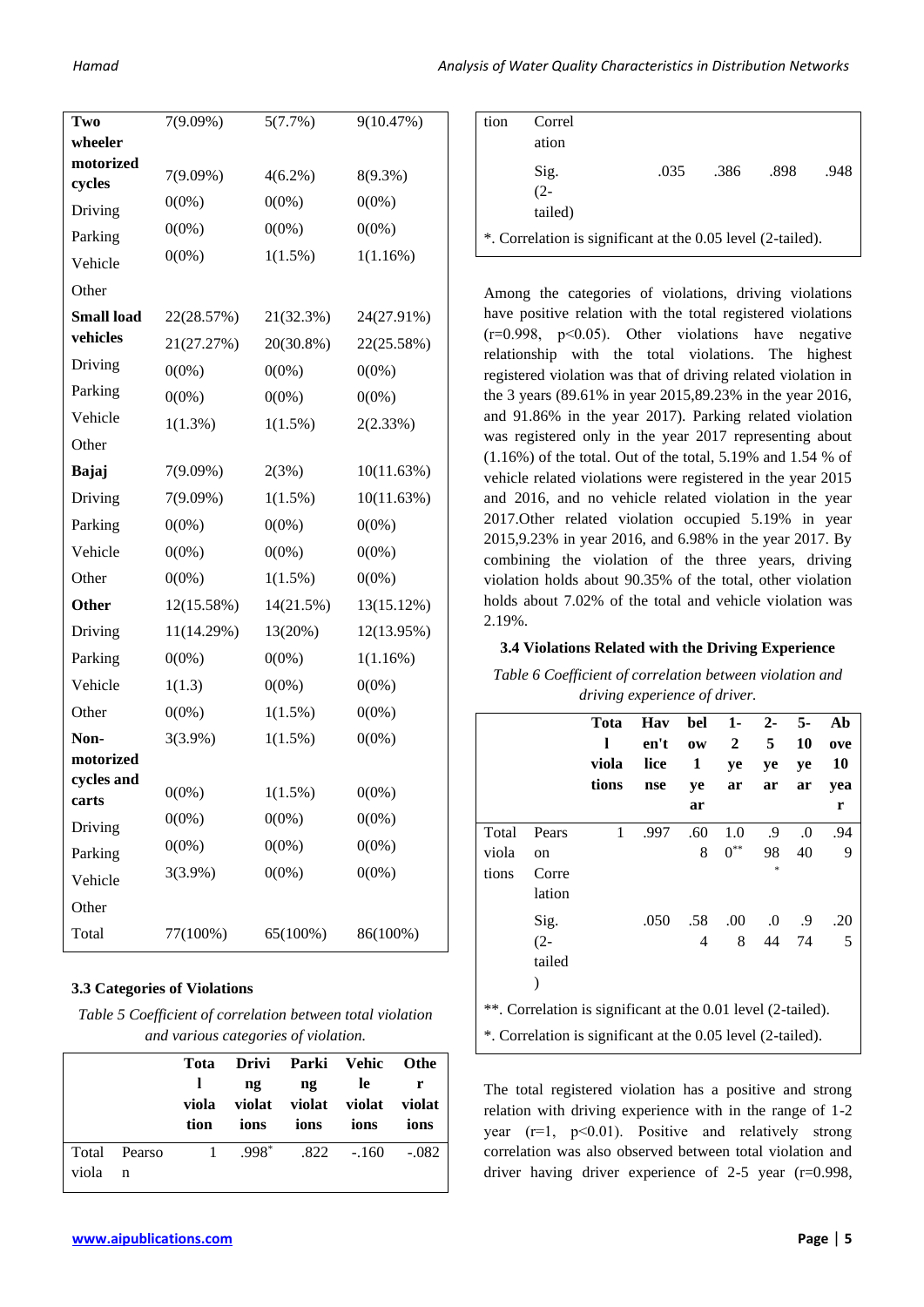| | | | |
|---|---|---|---|
| **Two wheeler motorized cycles** | 7(9.09%) | 5(7.7%) | 9(10.47%) |
| Driving | 7(9.09%) | 4(6.2%) | 8(9.3%) |
| Parking | 0(0%) | 0(0%) | 0(0%) |
| Vehicle | 0(0%) | 0(0%) | 0(0%) |
| Other | 0(0%) | 1(1.5%) | 1(1.16%) |
| **Small load vehicles** | 22(28.57%) | 21(32.3%) | 24(27.91%) |
| Driving | 21(27.27%) | 20(30.8%) | 22(25.58%) |
| Parking | 0(0%) | 0(0%) | 0(0%) |
| Vehicle | 0(0%) | 0(0%) | 0(0%) |
| Other | 1(1.3%) | 1(1.5%) | 2(2.33%) |
| **Bajaj** | 7(9.09%) | 2(3%) | 10(11.63%) |
| Driving | 7(9.09%) | 1(1.5%) | 10(11.63%) |
| Parking | 0(0%) | 0(0%) | 0(0%) |
| Vehicle | 0(0%) | 0(0%) | 0(0%) |
| Other | 0(0%) | 1(1.5%) | 0(0%) |
| **Other** | 12(15.58%) | 14(21.5%) | 13(15.12%) |
| Driving | 11(14.29%) | 13(20%) | 12(13.95%) |
| Parking | 0(0%) | 0(0%) | 1(1.16%) |
| Vehicle | 1(1.3) | 0(0%) | 0(0%) |
| Other | 0(0%) | 1(1.5%) | 0(0%) |
| **Non-motorized cycles and carts** | 3(3.9%) | 1(1.5%) | 0(0%) |
| Driving | 0(0%) | 1(1.5%) | 0(0%) |
| Parking | 0(0%) | 0(0%) | 0(0%) |
| Vehicle | 0(0%) | 0(0%) | 0(0%) |
| Other | 3(3.9%) | 0(0%) | 0(0%) |
| Total | 77(100%) | 65(100%) | 86(100%) |

### 3.3 Categories of Violations

*Table 5 Coefficient of correlation between total violation and various categories of violation.*

| | | Total violation | Driving violations | Parking violations | Vehicle violations | Other violations |
|---|---|---|---|---|---|---|
| Total violation | Pearson Correlation | 1 | .998* | .822 | -.160 | -.082 |
| | Sig. (2-tailed) | | .035 | .386 | .898 | .948 |

*. Correlation is significant at the 0.05 level (2-tailed).

Among the categories of violations, driving violations have positive relation with the total registered violations (r=0.998, p<0.05). Other violations have negative relationship with the total violations. The highest registered violation was that of driving related violation in the 3 years (89.61% in year 2015,89.23% in the year 2016, and 91.86% in the year 2017). Parking related violation was registered only in the year 2017 representing about (1.16%) of the total. Out of the total, 5.19% and 1.54 % of vehicle related violations were registered in the year 2015 and 2016, and no vehicle related violation in the year 2017.Other related violation occupied 5.19% in year 2015,9.23% in year 2016, and 6.98% in the year 2017. By combining the violation of the three years, driving violation holds about 90.35% of the total, other violation holds about 7.02% of the total and vehicle violation was 2.19%.

### 3.4 Violations Related with the Driving Experience

*Table 6 Coefficient of correlation between violation and driving experience of driver.*

| | | Total violations | Haven't licence | below 1 year | 1-2 year | 2-5 year | 5-10 year | Above 10 year |
|---|---|---|---|---|---|---|---|---|
| Total violations | Pearson Correlation | 1 | .997 | .608 | 1.00** | .998* | .040 | .949 |
| | Sig. (2-tailed) | | .050 | .584 | .008 | .044 | .974 | .205 |

**. Correlation is significant at the 0.01 level (2-tailed).

*. Correlation is significant at the 0.05 level (2-tailed).

The total registered violation has a positive and strong relation with driving experience with in the range of 1-2 year (r=1, p<0.01). Positive and relatively strong correlation was also observed between total violation and driver having driver experience of 2-5 year (r=0.998,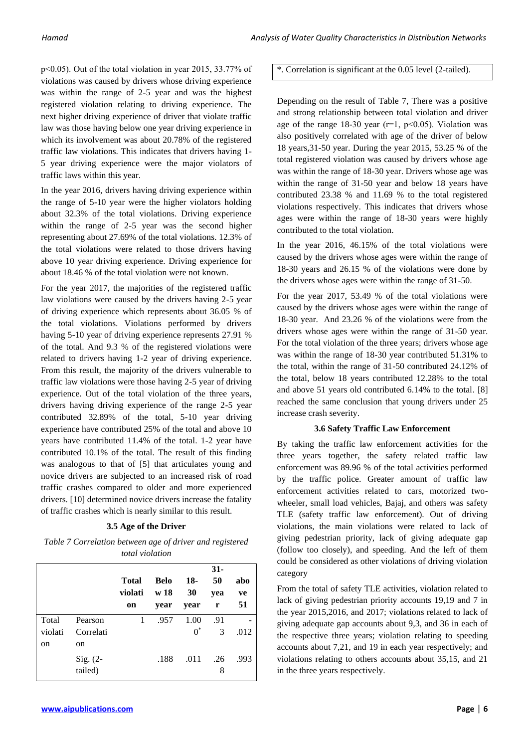p<0.05). Out of the total violation in year 2015, 33.77% of violations was caused by drivers whose driving experience was within the range of 2-5 year and was the highest registered violation relating to driving experience. The next higher driving experience of driver that violate traffic law was those having below one year driving experience in which its involvement was about 20.78% of the registered traffic law violations. This indicates that drivers having 1-5 year driving experience were the major violators of traffic laws within this year.

In the year 2016, drivers having driving experience within the range of 5-10 year were the higher violators holding about 32.3% of the total violations. Driving experience within the range of 2-5 year was the second higher representing about 27.69% of the total violations. 12.3% of the total violations were related to those drivers having above 10 year driving experience. Driving experience for about 18.46 % of the total violation were not known.

For the year 2017, the majorities of the registered traffic law violations were caused by the drivers having 2-5 year of driving experience which represents about 36.05 % of the total violations. Violations performed by drivers having 5-10 year of driving experience represents 27.91 % of the total. And 9.3 % of the registered violations were related to drivers having 1-2 year of driving experience. From this result, the majority of the drivers vulnerable to traffic law violations were those having 2-5 year of driving experience. Out of the total violation of the three years, drivers having driving experience of the range 2-5 year contributed 32.89% of the total, 5-10 year driving experience have contributed 25% of the total and above 10 years have contributed 11.4% of the total. 1-2 year have contributed 10.1% of the total. The result of this finding was analogous to that of [5] that articulates young and novice drivers are subjected to an increased risk of road traffic crashes compared to older and more experienced drivers. [10] determined novice drivers increase the fatality of traffic crashes which is nearly similar to this result.

### 3.5 Age of the Driver

*Table 7 Correlation between age of driver and registered total violation*

| | | Total violation | Below 18 year | 18-30 year | 31-50 year | above 51 |
|---|---|---|---|---|---|---|
| Total violation | Pearson Correlation | 1 | .957 | 1.000* | .913 | -.012 |
| | Sig. (2-tailed) | | .188 | .011 | .268 | .993 |

*. Correlation is significant at the 0.05 level (2-tailed).

Depending on the result of Table 7, There was a positive and strong relationship between total violation and driver age of the range 18-30 year (r=1, p<0.05). Violation was also positively correlated with age of the driver of below 18 years,31-50 year. During the year 2015, 53.25 % of the total registered violation was caused by drivers whose age was within the range of 18-30 year. Drivers whose age was within the range of 31-50 year and below 18 years have contributed 23.38 % and 11.69 % to the total registered violations respectively. This indicates that drivers whose ages were within the range of 18-30 years were highly contributed to the total violation.

In the year 2016, 46.15% of the total violations were caused by the drivers whose ages were within the range of 18-30 years and 26.15 % of the violations were done by the drivers whose ages were within the range of 31-50.

For the year 2017, 53.49 % of the total violations were caused by the drivers whose ages were within the range of 18-30 year. And 23.26 % of the violations were from the drivers whose ages were within the range of 31-50 year. For the total violation of the three years; drivers whose age was within the range of 18-30 year contributed 51.31% to the total, within the range of 31-50 contributed 24.12% of the total, below 18 years contributed 12.28% to the total and above 51 years old contributed 6.14% to the total. [8] reached the same conclusion that young drivers under 25 increase crash severity.

### 3.6 Safety Traffic Law Enforcement

By taking the traffic law enforcement activities for the three years together, the safety related traffic law enforcement was 89.96 % of the total activities performed by the traffic police. Greater amount of traffic law enforcement activities related to cars, motorized two-wheeler, small load vehicles, Bajaj, and others was safety TLE (safety traffic law enforcement). Out of driving violations, the main violations were related to lack of giving pedestrian priority, lack of giving adequate gap (follow too closely), and speeding. And the left of them could be considered as other violations of driving violation category

From the total of safety TLE activities, violation related to lack of giving pedestrian priority accounts 19,19 and 7 in the year 2015,2016, and 2017; violations related to lack of giving adequate gap accounts about 9,3, and 36 in each of the respective three years; violation relating to speeding accounts about 7,21, and 19 in each year respectively; and violations relating to others accounts about 35,15, and 21 in the three years respectively.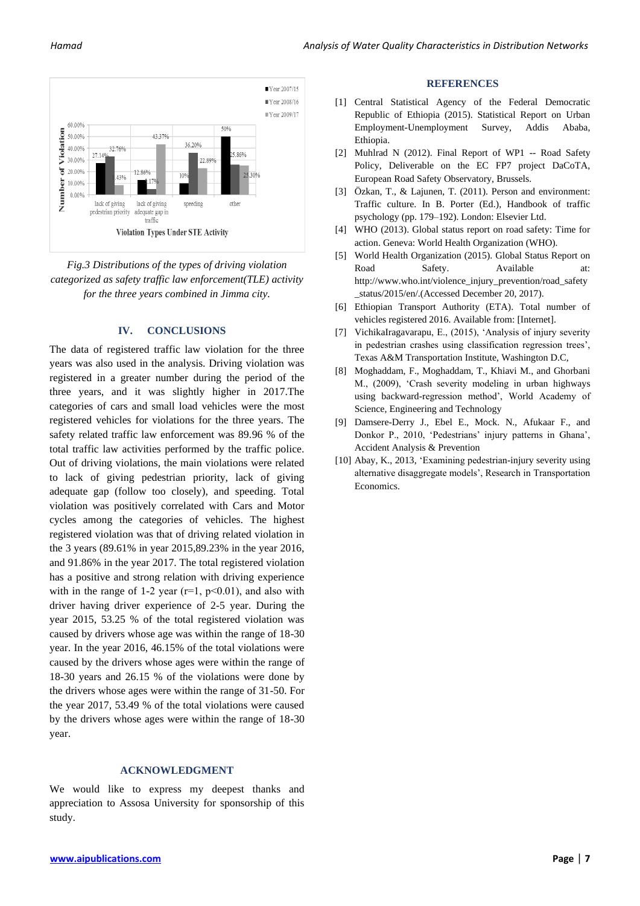Year 2007/15
Year 2008/16
Year 2009/17

Number of Violation

60.00%
50.00%
40.00%
30.00%
20.00%
10.00%
0.00%

27.14%
32.76%
.43%
12.86%
4.17%
43.37%
10%
36.20%
22.89%
50%
25.86%
25.30%

lack of giving pedestrian priority
lack of giving adequate gap in traffic
speeding
other

Violation Types Under STE Activity

*Fig.3 Distributions of the types of driving violation categorized as safety traffic law enforcement(TLE) activity for the three years combined in Jimma city.*

## IV. CONCLUSIONS

The data of registered traffic law violation for the three years was also used in the analysis. Driving violation was registered in a greater number during the period of the three years, and it was slightly higher in 2017.The categories of cars and small load vehicles were the most registered vehicles for violations for the three years. The safety related traffic law enforcement was 89.96 % of the total traffic law activities performed by the traffic police. Out of driving violations, the main violations were related to lack of giving pedestrian priority, lack of giving adequate gap (follow too closely), and speeding. Total violation was positively correlated with Cars and Motor cycles among the categories of vehicles. The highest registered violation was that of driving related violation in the 3 years (89.61% in year 2015,89.23% in the year 2016, and 91.86% in the year 2017. The total registered violation has a positive and strong relation with driving experience with in the range of 1-2 year ($r=1$, $p<0.01$), and also with driver having driver experience of 2-5 year. During the year 2015, 53.25 % of the total registered violation was caused by drivers whose age was within the range of 18-30 year. In the year 2016, 46.15% of the total violations were caused by the drivers whose ages were within the range of 18-30 years and 26.15 % of the violations were done by the drivers whose ages were within the range of 31-50. For the year 2017, 53.49 % of the total violations were caused by the drivers whose ages were within the range of 18-30 year.

## ACKNOWLEDGMENT

We would like to express my deepest thanks and appreciation to Assosa University for sponsorship of this study.

## REFERENCES

[1] Central Statistical Agency of the Federal Democratic Republic of Ethiopia (2015). Statistical Report on Urban Employment-Unemployment Survey, Addis Ababa, Ethiopia.

[2] Muhlrad N (2012). Final Report of WP1 -- Road Safety Policy, Deliverable on the EC FP7 project DaCoTA, European Road Safety Observatory, Brussels.

[3] Özkan, T., & Lajunen, T. (2011). Person and environment: Traffic culture. In B. Porter (Ed.), Handbook of traffic psychology (pp. 179–192). London: Elsevier Ltd.

[4] WHO (2013). Global status report on road safety: Time for action. Geneva: World Health Organization (WHO).

[5] World Health Organization (2015). Global Status Report on Road Safety. Available at: http://www.who.int/violence_injury_prevention/road_safety_status/2015/en/.(Accessed December 20, 2017).

[6] Ethiopian Transport Authority (ETA). Total number of vehicles registered 2016. Available from: [Internet].

[7] VichikaIragavarapu, E., (2015), 'Analysis of injury severity in pedestrian crashes using classification regression trees', Texas A&M Transportation Institute, Washington D.C,

[8] Moghaddam, F., Moghaddam, T., Khiavi M., and Ghorbani M., (2009), 'Crash severity modeling in urban highways using backward-regression method', World Academy of Science, Engineering and Technology

[9] Damsere-Derry J., Ebel E., Mock. N., Afukaar F., and Donkor P., 2010, 'Pedestrians' injury patterns in Ghana', Accident Analysis & Prevention

[10] Abay, K., 2013, 'Examining pedestrian-injury severity using alternative disaggregate models', Research in Transportation Economics.